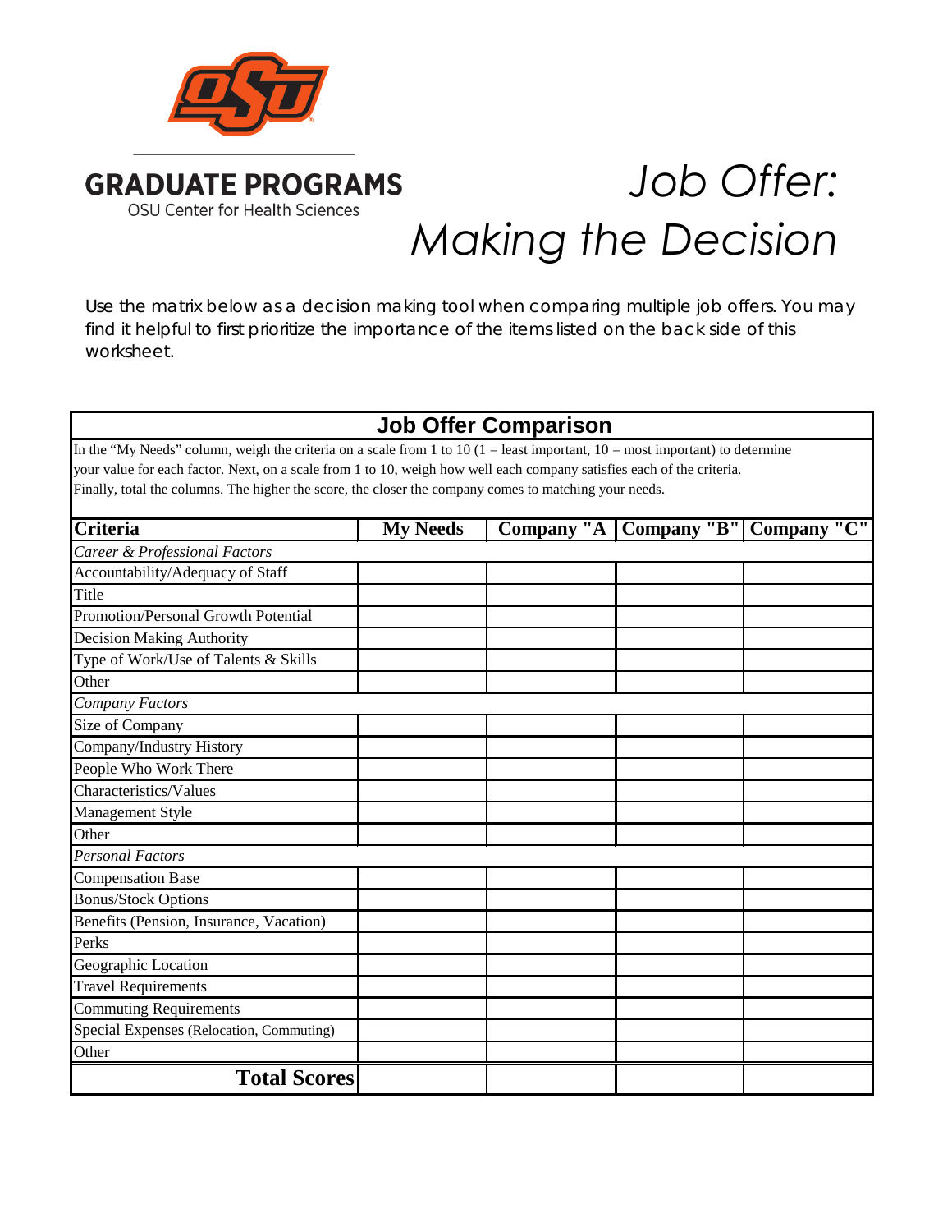GRADUATE PROGRAMS

OSU Center for Health Sciences

# Job Offer: Making the Decision

Use the matrix below as a decision making tool when comparing multiple job offers. You may find it helpful to first prioritize the importance of the items listed on the back side of this worksheet.

## Job Offer Comparison

In the "My Needs" column, weigh the criteria on a scale from 1 to 10 (1 = least important, 10 = most important) to determine your value for each factor. Next, on a scale from 1 to 10, weigh how well each company satisfies each of the criteria. Finally, total the columns. The higher the score, the closer the company comes to matching your needs.

| Criteria | My Needs | Company "A | Company "B" | Company "C" |
|---|---|---|---|---|
| *Career & Professional Factors* | | | | |
| Accountability/Adequacy of Staff | | | | |
| Title | | | | |
| Promotion/Personal Growth Potential | | | | |
| Decision Making Authority | | | | |
| Type of Work/Use of Talents & Skills | | | | |
| Other | | | | |
| *Company Factors* | | | | |
| Size of Company | | | | |
| Company/Industry History | | | | |
| People Who Work There | | | | |
| Characteristics/Values | | | | |
| Management Style | | | | |
| Other | | | | |
| *Personal Factors* | | | | |
| Compensation Base | | | | |
| Bonus/Stock Options | | | | |
| Benefits (Pension, Insurance, Vacation) | | | | |
| Perks | | | | |
| Geographic Location | | | | |
| Travel Requirements | | | | |
| Commuting Requirements | | | | |
| Special Expenses (Relocation, Commuting) | | | | |
| Other | | | | |
| **Total Scores** | | | | |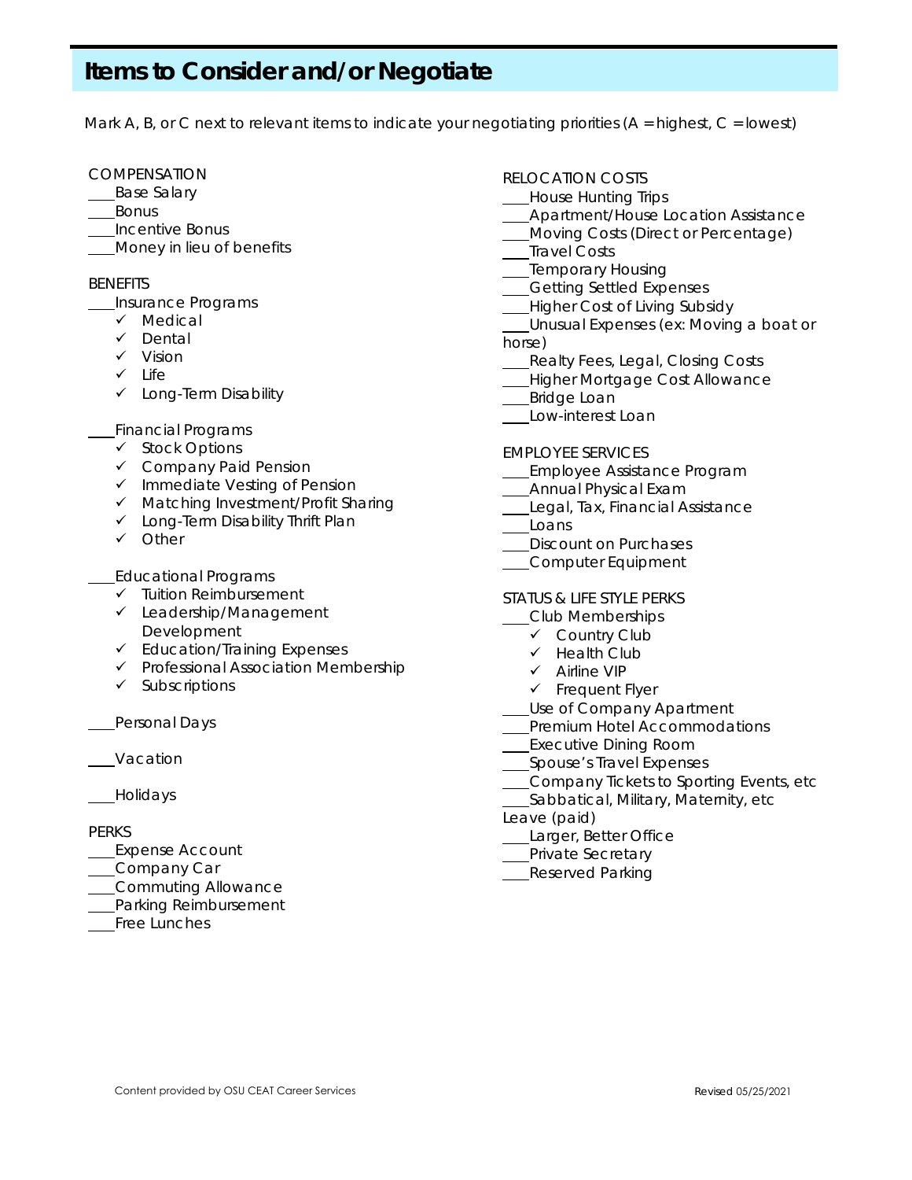## Items to Consider and/or Negotiate

Mark A, B, or C next to relevant items to indicate your negotiating priorities (A = highest, C = lowest)

COMPENSATION

\_\_\_\_Base Salary
\_\_\_\_Bonus
\_\_\_\_Incentive Bonus
\_\_\_\_Money in lieu of benefits

BENEFITS

\_\_\_\_Insurance Programs

- ✓ Medical
- ✓ Dental
- ✓ Vision
- ✓ Life
- ✓ Long-Term Disability

\_\_\_\_Financial Programs

- ✓ Stock Options
- ✓ Company Paid Pension
- ✓ Immediate Vesting of Pension
- ✓ Matching Investment/Profit Sharing
- ✓ Long-Term Disability Thrift Plan
- ✓ Other

\_\_\_\_Educational Programs

- ✓ Tuition Reimbursement
- ✓ Leadership/Management Development
- ✓ Education/Training Expenses
- ✓ Professional Association Membership
- ✓ Subscriptions

\_\_\_\_Personal Days

\_\_\_\_Vacation

\_\_\_\_Holidays

PERKS

\_\_\_\_Expense Account
\_\_\_\_Company Car
\_\_\_\_Commuting Allowance
\_\_\_\_Parking Reimbursement
\_\_\_\_Free Lunches

RELOCATION COSTS

\_\_\_\_House Hunting Trips
\_\_\_\_Apartment/House Location Assistance
\_\_\_\_Moving Costs (Direct or Percentage)
\_\_\_\_Travel Costs
\_\_\_\_Temporary Housing
\_\_\_\_Getting Settled Expenses
\_\_\_\_Higher Cost of Living Subsidy
\_\_\_\_Unusual Expenses (ex: Moving a boat or horse)
\_\_\_\_Realty Fees, Legal, Closing Costs
\_\_\_\_Higher Mortgage Cost Allowance
\_\_\_\_Bridge Loan
\_\_\_\_Low-interest Loan

EMPLOYEE SERVICES

\_\_\_\_Employee Assistance Program
\_\_\_\_Annual Physical Exam
\_\_\_\_Legal, Tax, Financial Assistance
\_\_\_\_Loans
\_\_\_\_Discount on Purchases
\_\_\_\_Computer Equipment

STATUS & LIFE STYLE PERKS

\_\_\_\_Club Memberships

- ✓ Country Club
- ✓ Health Club
- ✓ Airline VIP
- ✓ Frequent Flyer

\_\_\_\_Use of Company Apartment
\_\_\_\_Premium Hotel Accommodations
\_\_\_\_Executive Dining Room
\_\_\_\_Spouse's Travel Expenses
\_\_\_\_Company Tickets to Sporting Events, etc
\_\_\_\_Sabbatical, Military, Maternity, etc Leave (paid)
\_\_\_\_Larger, Better Office
\_\_\_\_Private Secretary
\_\_\_\_Reserved Parking

Content provided by OSU CEAT Career Services — Revised 05/25/2021